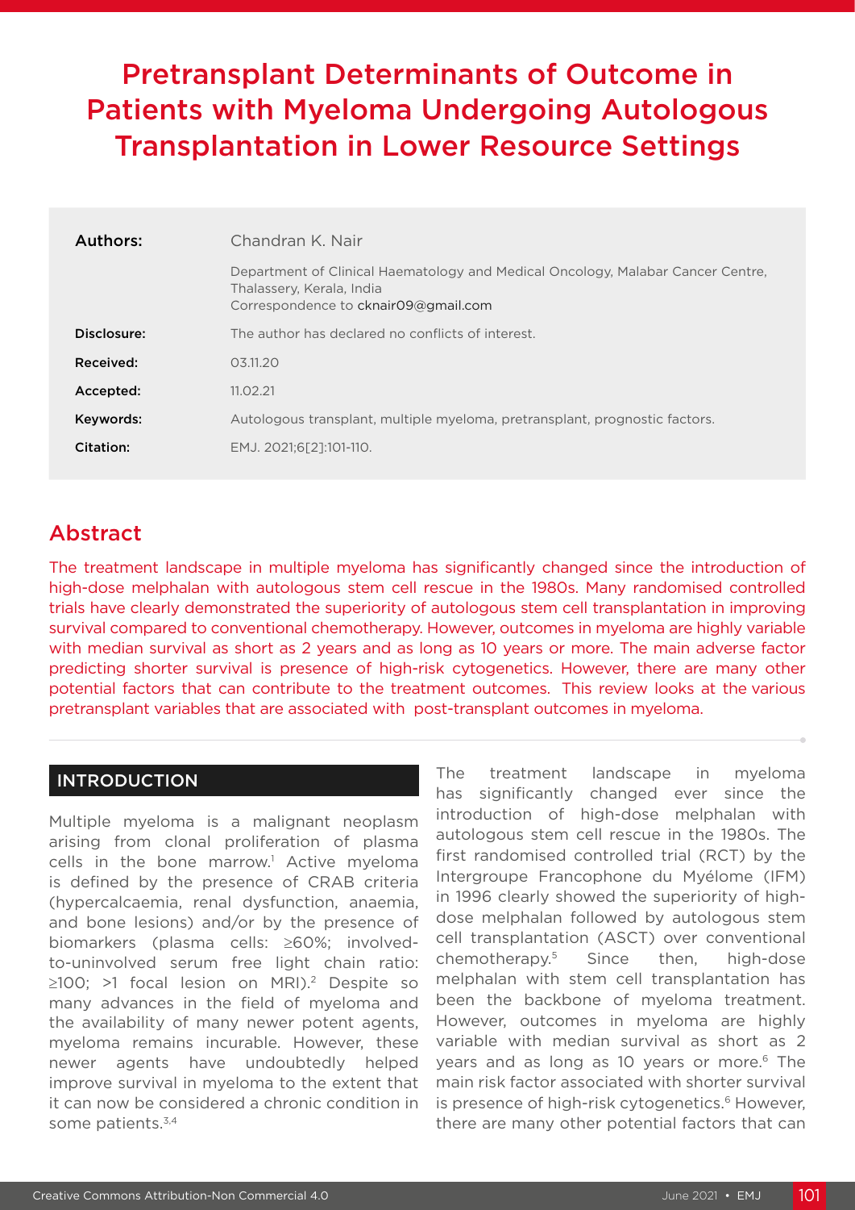# Pretransplant Determinants of Outcome in Patients with Myeloma Undergoing Autologous Transplantation in Lower Resource Settings

| | |
|---|---|
| **Authors:** | Chandran K. Nair |
| | Department of Clinical Haematology and Medical Oncology, Malabar Cancer Centre, Thalassery, Kerala, India<br>Correspondence to cknair09@gmail.com |
| **Disclosure:** | The author has declared no conflicts of interest. |
| **Received:** | 03.11.20 |
| **Accepted:** | 11.02.21 |
| **Keywords:** | Autologous transplant, multiple myeloma, pretransplant, prognostic factors. |
| **Citation:** | EMJ. 2021;6[2]:101-110. |

## Abstract

The treatment landscape in multiple myeloma has significantly changed since the introduction of high-dose melphalan with autologous stem cell rescue in the 1980s. Many randomised controlled trials have clearly demonstrated the superiority of autologous stem cell transplantation in improving survival compared to conventional chemotherapy. However, outcomes in myeloma are highly variable with median survival as short as 2 years and as long as 10 years or more. The main adverse factor predicting shorter survival is presence of high-risk cytogenetics. However, there are many other potential factors that can contribute to the treatment outcomes. This review looks at the various pretransplant variables that are associated with post-transplant outcomes in myeloma.

## INTRODUCTION

Multiple myeloma is a malignant neoplasm arising from clonal proliferation of plasma cells in the bone marrow.[1] Active myeloma is defined by the presence of CRAB criteria (hypercalcaemia, renal dysfunction, anaemia, and bone lesions) and/or by the presence of biomarkers (plasma cells: ≥60%; involved-to-uninvolved serum free light chain ratio: ≥100; >1 focal lesion on MRI).[2] Despite so many advances in the field of myeloma and the availability of many newer potent agents, myeloma remains incurable. However, these newer agents have undoubtedly helped improve survival in myeloma to the extent that it can now be considered a chronic condition in some patients.[3,4]

The treatment landscape in myeloma has significantly changed ever since the introduction of high-dose melphalan with autologous stem cell rescue in the 1980s. The first randomised controlled trial (RCT) by the Intergroupe Francophone du Myélome (IFM) in 1996 clearly showed the superiority of high-dose melphalan followed by autologous stem cell transplantation (ASCT) over conventional chemotherapy.[5] Since then, high-dose melphalan with stem cell transplantation has been the backbone of myeloma treatment. However, outcomes in myeloma are highly variable with median survival as short as 2 years and as long as 10 years or more.[6] The main risk factor associated with shorter survival is presence of high-risk cytogenetics.[6] However, there are many other potential factors that can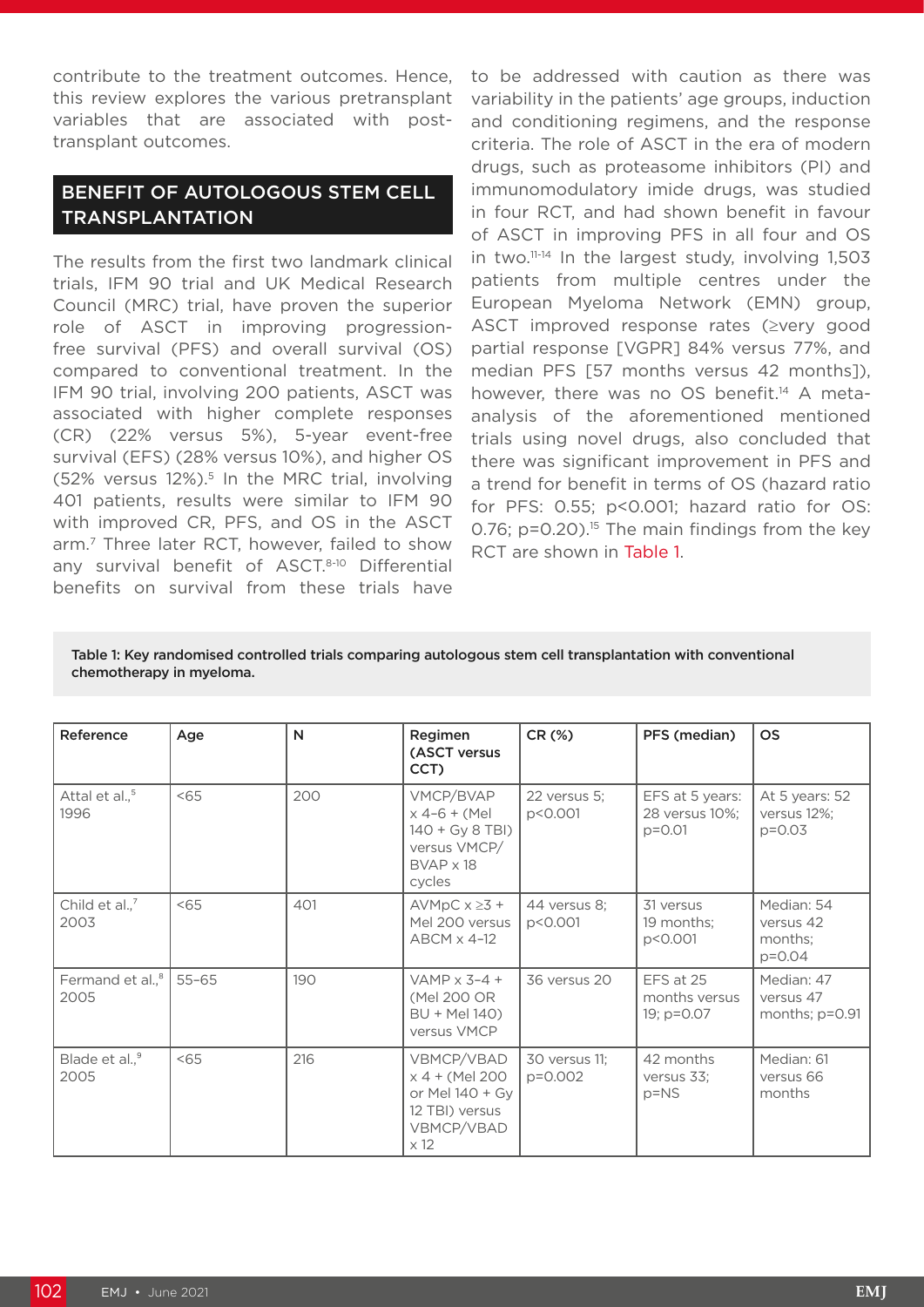contribute to the treatment outcomes. Hence, this review explores the various pretransplant variables that are associated with post-transplant outcomes.

## BENEFIT OF AUTOLOGOUS STEM CELL TRANSPLANTATION

The results from the first two landmark clinical trials, IFM 90 trial and UK Medical Research Council (MRC) trial, have proven the superior role of ASCT in improving progression-free survival (PFS) and overall survival (OS) compared to conventional treatment. In the IFM 90 trial, involving 200 patients, ASCT was associated with higher complete responses (CR) (22% versus 5%), 5-year event-free survival (EFS) (28% versus 10%), and higher OS (52% versus 12%).[5] In the MRC trial, involving 401 patients, results were similar to IFM 90 with improved CR, PFS, and OS in the ASCT arm.[7] Three later RCT, however, failed to show any survival benefit of ASCT.[8-10] Differential benefits on survival from these trials have to be addressed with caution as there was variability in the patients' age groups, induction and conditioning regimens, and the response criteria. The role of ASCT in the era of modern drugs, such as proteasome inhibitors (PI) and immunomodulatory imide drugs, was studied in four RCT, and had shown benefit in favour of ASCT in improving PFS in all four and OS in two.[11-14] In the largest study, involving 1,503 patients from multiple centres under the European Myeloma Network (EMN) group, ASCT improved response rates (≥very good partial response [VGPR] 84% versus 77%, and median PFS [57 months versus 42 months]), however, there was no OS benefit.[14] A meta-analysis of the aforementioned mentioned trials using novel drugs, also concluded that there was significant improvement in PFS and a trend for benefit in terms of OS (hazard ratio for PFS: 0.55; p<0.001; hazard ratio for OS: 0.76; p=0.20).[15] The main findings from the key RCT are shown in Table 1.

**Table 1: Key randomised controlled trials comparing autologous stem cell transplantation with conventional chemotherapy in myeloma.**

| Reference | Age | N | Regimen (ASCT versus CCT) | CR (%) | PFS (median) | OS |
|---|---|---|---|---|---|---|
| Attal et al.,[5] 1996 | <65 | 200 | VMCP/BVAP x 4–6 + (Mel 140 + Gy 8 TBI) versus VMCP/BVAP x 18 cycles | 22 versus 5; p<0.001 | EFS at 5 years: 28 versus 10%; p=0.01 | At 5 years: 52 versus 12%; p=0.03 |
| Child et al.,[7] 2003 | <65 | 401 | AVMpC x ≥3 + Mel 200 versus ABCM x 4–12 | 44 versus 8; p<0.001 | 31 versus 19 months; p<0.001 | Median: 54 versus 42 months; p=0.04 |
| Fermand et al.,[8] 2005 | 55–65 | 190 | VAMP x 3–4 + (Mel 200 OR BU + Mel 140) versus VMCP | 36 versus 20 | EFS at 25 months versus 19; p=0.07 | Median: 47 versus 47 months; p=0.91 |
| Blade et al.,[9] 2005 | <65 | 216 | VBMCP/VBAD x 4 + (Mel 200 or Mel 140 + Gy 12 TBI) versus VBMCP/VBAD x 12 | 30 versus 11; p=0.002 | 42 months versus 33; p=NS | Median: 61 versus 66 months |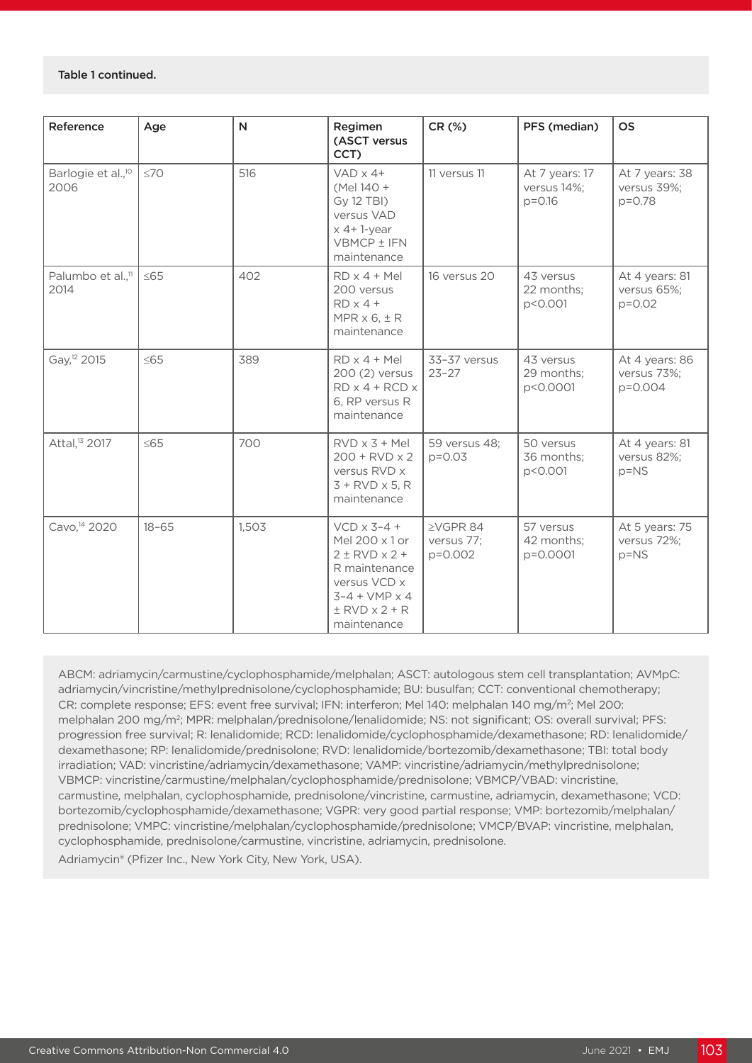Table 1 continued.

| Reference | Age | N | Regimen (ASCT versus CCT) | CR (%) | PFS (median) | OS |
|---|---|---|---|---|---|---|
| Barlogie et al.,[10] 2006 | ≤70 | 516 | VAD x 4+ (Mel 140 + Gy 12 TBI) versus VAD x 4+ 1-year VBMCP ± IFN maintenance | 11 versus 11 | At 7 years: 17 versus 14%; p=0.16 | At 7 years: 38 versus 39%; p=0.78 |
| Palumbo et al.,[11] 2014 | ≤65 | 402 | RD x 4 + Mel 200 versus RD x 4 + MPR x 6, ± R maintenance | 16 versus 20 | 43 versus 22 months; p<0.001 | At 4 years: 81 versus 65%; p=0.02 |
| Gay,[12] 2015 | ≤65 | 389 | RD x 4 + Mel 200 (2) versus RD x 4 + RCD x 6, RP versus R maintenance | 33–37 versus 23–27 | 43 versus 29 months; p<0.0001 | At 4 years: 86 versus 73%; p=0.004 |
| Attal,[13] 2017 | ≤65 | 700 | RVD x 3 + Mel 200 + RVD x 2 versus RVD x 3 + RVD x 5, R maintenance | 59 versus 48; p=0.03 | 50 versus 36 months; p<0.001 | At 4 years: 81 versus 82%; p=NS |
| Cavo,[14] 2020 | 18–65 | 1,503 | VCD x 3–4 + Mel 200 x 1 or 2 ± RVD x 2 + R maintenance versus VCD x 3–4 + VMP x 4 ± RVD x 2 + R maintenance | ≥VGPR 84 versus 77; p=0.002 | 57 versus 42 months; p=0.0001 | At 5 years: 75 versus 72%; p=NS |

ABCM: adriamycin/carmustine/cyclophosphamide/melphalan; ASCT: autologous stem cell transplantation; AVMpC: adriamycin/vincristine/methylprednisolone/cyclophosphamide; BU: busulfan; CCT: conventional chemotherapy; CR: complete response; EFS: event free survival; IFN: interferon; Mel 140: melphalan 140 mg/m$^2$; Mel 200: melphalan 200 mg/m$^2$; MPR: melphalan/prednisolone/lenalidomide; NS: not significant; OS: overall survival; PFS: progression free survival; R: lenalidomide; RCD: lenalidomide/cyclophosphamide/dexamethasone; RD: lenalidomide/dexamethasone; RP: lenalidomide/prednisolone; RVD: lenalidomide/bortezomib/dexamethasone; TBI: total body irradiation; VAD: vincristine/adriamycin/dexamethasone; VAMP: vincristine/adriamycin/methylprednisolone; VBMCP: vincristine/carmustine/melphalan/cyclophosphamide/prednisolone; VBMCP/VBAD: vincristine, carmustine, melphalan, cyclophosphamide, prednisolone/vincristine, carmustine, adriamycin, dexamethasone; VCD: bortezomib/cyclophosphamide/dexamethasone; VGPR: very good partial response; VMP: bortezomib/melphalan/prednisolone; VMPC: vincristine/melphalan/cyclophosphamide/prednisolone; VMCP/BVAP: vincristine, melphalan, cyclophosphamide, prednisolone/carmustine, vincristine, adriamycin, prednisolone.

Adriamycin® (Pfizer Inc., New York City, New York, USA).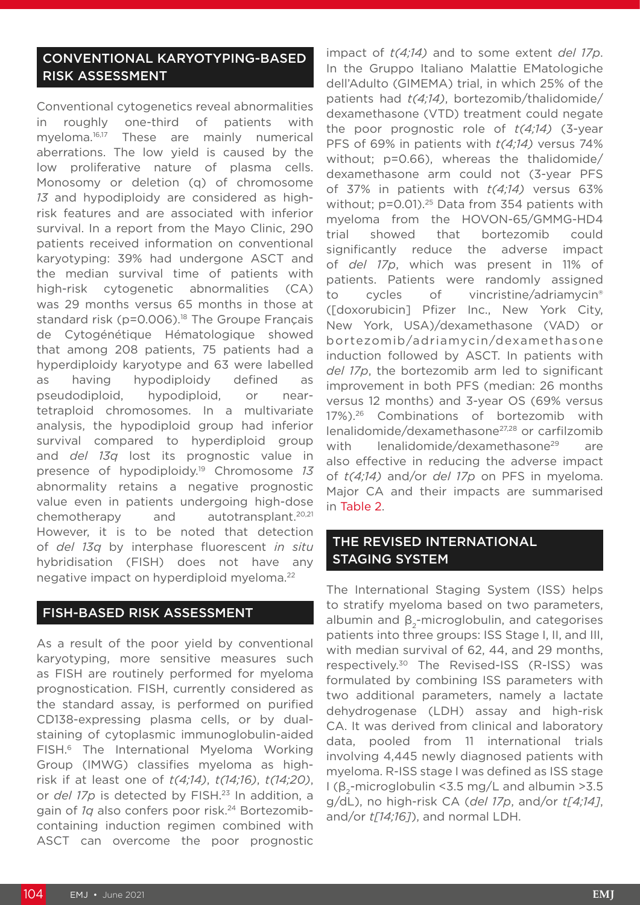## CONVENTIONAL KARYOTYPING-BASED RISK ASSESSMENT

Conventional cytogenetics reveal abnormalities in roughly one-third of patients with myeloma.[16,17] These are mainly numerical aberrations. The low yield is caused by the low proliferative nature of plasma cells. Monosomy or deletion (q) of chromosome *13* and hypodiploidy are considered as high-risk features and are associated with inferior survival. In a report from the Mayo Clinic, 290 patients received information on conventional karyotyping: 39% had undergone ASCT and the median survival time of patients with high-risk cytogenetic abnormalities (CA) was 29 months versus 65 months in those at standard risk (p=0.006).[18] The Groupe Français de Cytogénétique Hématologique showed that among 208 patients, 75 patients had a hyperdiploidy karyotype and 63 were labelled as having hypodiploidy defined as pseudodiploid, hypodiploid, or near-tetraploid chromosomes. In a multivariate analysis, the hypodiploid group had inferior survival compared to hyperdiploid group and *del 13q* lost its prognostic value in presence of hypodiploidy.[19] Chromosome *13* abnormality retains a negative prognostic value even in patients undergoing high-dose chemotherapy and autotransplant.[20,21] However, it is to be noted that detection of *del 13q* by interphase fluorescent *in situ* hybridisation (FISH) does not have any negative impact on hyperdiploid myeloma.[22]

## FISH-BASED RISK ASSESSMENT

As a result of the poor yield by conventional karyotyping, more sensitive measures such as FISH are routinely performed for myeloma prognostication. FISH, currently considered as the standard assay, is performed on purified CD138-expressing plasma cells, or by dual-staining of cytoplasmic immunoglobulin-aided FISH.[6] The International Myeloma Working Group (IMWG) classifies myeloma as high-risk if at least one of *t(4;14)*, *t(14;16)*, *t(14;20)*, or *del 17p* is detected by FISH.[23] In addition, a gain of *1q* also confers poor risk.[24] Bortezomib-containing induction regimen combined with ASCT can overcome the poor prognostic impact of *t(4;14)* and to some extent *del 17p*. In the Gruppo Italiano Malattie EMatologiche dell'Adulto (GIMEMA) trial, in which 25% of the patients had *t(4;14)*, bortezomib/thalidomide/dexamethasone (VTD) treatment could negate the poor prognostic role of *t(4;14)* (3-year PFS of 69% in patients with *t(4;14)* versus 74% without; p=0.66), whereas the thalidomide/dexamethasone arm could not (3-year PFS of 37% in patients with *t(4;14)* versus 63% without; p=0.01).[25] Data from 354 patients with myeloma from the HOVON-65/GMMG-HD4 trial showed that bortezomib could significantly reduce the adverse impact of *del 17p*, which was present in 11% of patients. Patients were randomly assigned to cycles of vincristine/adriamycin® ([doxorubicin] Pfizer Inc., New York City, New York, USA)/dexamethasone (VAD) or bortezomib/adriamycin/dexamethasone induction followed by ASCT. In patients with *del 17p*, the bortezomib arm led to significant improvement in both PFS (median: 26 months versus 12 months) and 3-year OS (69% versus 17%).[26] Combinations of bortezomib with lenalidomide/dexamethasone[27,28] or carfilzomib with lenalidomide/dexamethasone[29] are also effective in reducing the adverse impact of *t(4;14)* and/or *del 17p* on PFS in myeloma. Major CA and their impacts are summarised in Table 2.

## THE REVISED INTERNATIONAL STAGING SYSTEM

The International Staging System (ISS) helps to stratify myeloma based on two parameters, albumin and $\beta_2$-microglobulin, and categorises patients into three groups: ISS Stage I, II, and III, with median survival of 62, 44, and 29 months, respectively.[30] The Revised-ISS (R-ISS) was formulated by combining ISS parameters with two additional parameters, namely a lactate dehydrogenase (LDH) assay and high-risk CA. It was derived from clinical and laboratory data, pooled from 11 international trials involving 4,445 newly diagnosed patients with myeloma. R-ISS stage I was defined as ISS stage I ($\beta_2$-microglobulin <3.5 mg/L and albumin >3.5 g/dL), no high-risk CA (*del 17p*, and/or *t[4;14]*, and/or *t[14;16]*), and normal LDH.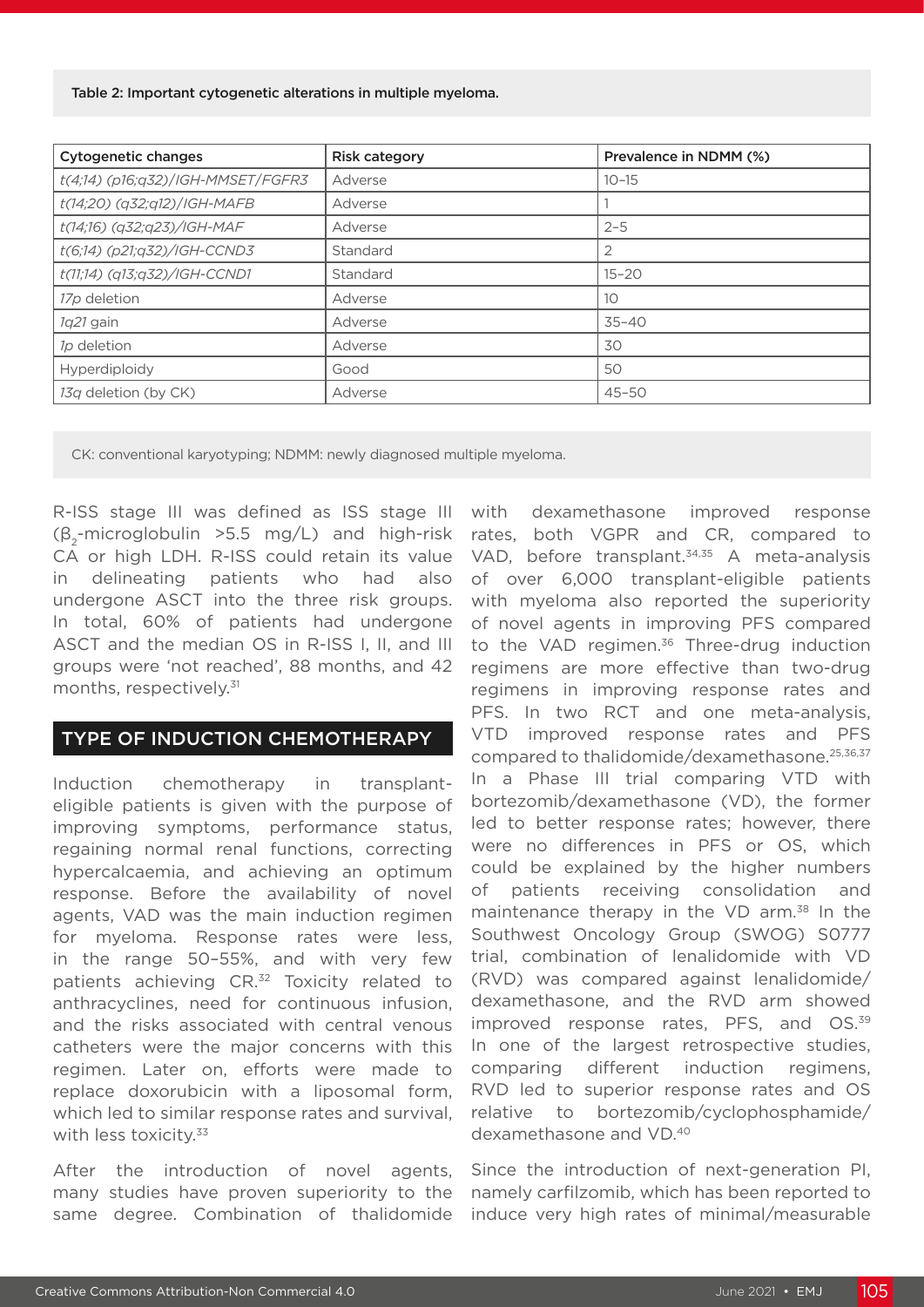Table 2: Important cytogenetic alterations in multiple myeloma.

| Cytogenetic changes | Risk category | Prevalence in NDMM (%) |
|---|---|---|
| *t(4;14) (p16;q32)/IGH-MMSET/FGFR3* | Adverse | 10–15 |
| *t(14;20) (q32;q12)/IGH-MAFB* | Adverse | 1 |
| *t(14;16) (q32;q23)/IGH-MAF* | Adverse | 2–5 |
| *t(6;14) (p21;q32)/IGH-CCND3* | Standard | 2 |
| *t(11;14) (q13;q32)/IGH-CCND1* | Standard | 15–20 |
| *17p* deletion | Adverse | 10 |
| *1q21* gain | Adverse | 35–40 |
| *1p* deletion | Adverse | 30 |
| Hyperdiploidy | Good | 50 |
| *13q* deletion (by CK) | Adverse | 45–50 |

CK: conventional karyotyping; NDMM: newly diagnosed multiple myeloma.

R-ISS stage III was defined as ISS stage III ($\beta_2$-microglobulin >5.5 mg/L) and high-risk CA or high LDH. R-ISS could retain its value in delineating patients who had also undergone ASCT into the three risk groups. In total, 60% of patients had undergone ASCT and the median OS in R-ISS I, II, and III groups were 'not reached', 88 months, and 42 months, respectively.[31]

## TYPE OF INDUCTION CHEMOTHERAPY

Induction chemotherapy in transplant-eligible patients is given with the purpose of improving symptoms, performance status, regaining normal renal functions, correcting hypercalcaemia, and achieving an optimum response. Before the availability of novel agents, VAD was the main induction regimen for myeloma. Response rates were less, in the range 50–55%, and with very few patients achieving CR.[32] Toxicity related to anthracyclines, need for continuous infusion, and the risks associated with central venous catheters were the major concerns with this regimen. Later on, efforts were made to replace doxorubicin with a liposomal form, which led to similar response rates and survival, with less toxicity.[33]

After the introduction of novel agents, many studies have proven superiority to the same degree. Combination of thalidomide with dexamethasone improved response rates, both VGPR and CR, compared to VAD, before transplant.[34,35] A meta-analysis of over 6,000 transplant-eligible patients with myeloma also reported the superiority of novel agents in improving PFS compared to the VAD regimen.[36] Three-drug induction regimens are more effective than two-drug regimens in improving response rates and PFS. In two RCT and one meta-analysis, VTD improved response rates and PFS compared to thalidomide/dexamethasone.[25,36,37] In a Phase III trial comparing VTD with bortezomib/dexamethasone (VD), the former led to better response rates; however, there were no differences in PFS or OS, which could be explained by the higher numbers of patients receiving consolidation and maintenance therapy in the VD arm.[38] In the Southwest Oncology Group (SWOG) S0777 trial, combination of lenalidomide with VD (RVD) was compared against lenalidomide/dexamethasone, and the RVD arm showed improved response rates, PFS, and OS.[39] In one of the largest retrospective studies, comparing different induction regimens, RVD led to superior response rates and OS relative to bortezomib/cyclophosphamide/dexamethasone and VD.[40]

Since the introduction of next-generation PI, namely carfilzomib, which has been reported to induce very high rates of minimal/measurable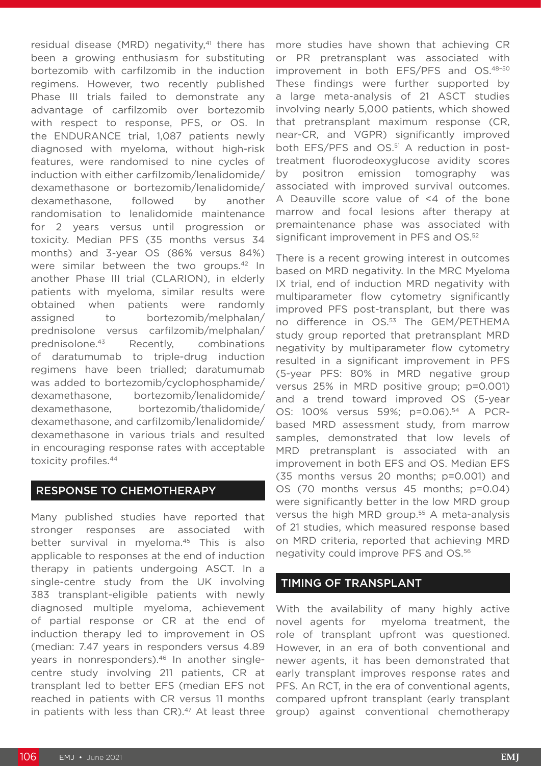residual disease (MRD) negativity,[41] there has been a growing enthusiasm for substituting bortezomib with carfilzomib in the induction regimens. However, two recently published Phase III trials failed to demonstrate any advantage of carfilzomib over bortezomib with respect to response, PFS, or OS. In the ENDURANCE trial, 1,087 patients newly diagnosed with myeloma, without high-risk features, were randomised to nine cycles of induction with either carfilzomib/lenalidomide/dexamethasone or bortezomib/lenalidomide/dexamethasone, followed by another randomisation to lenalidomide maintenance for 2 years versus until progression or toxicity. Median PFS (35 months versus 34 months) and 3-year OS (86% versus 84%) were similar between the two groups.[42] In another Phase III trial (CLARION), in elderly patients with myeloma, similar results were obtained when patients were randomly assigned to bortezomib/melphalan/prednisolone versus carfilzomib/melphalan/prednisolone.[43] Recently, combinations of daratumumab to triple-drug induction regimens have been trialled; daratumumab was added to bortezomib/cyclophosphamide/dexamethasone, bortezomib/lenalidomide/dexamethasone, bortezomib/thalidomide/dexamethasone, and carfilzomib/lenalidomide/dexamethasone in various trials and resulted in encouraging response rates with acceptable toxicity profiles.[44]

## RESPONSE TO CHEMOTHERAPY

Many published studies have reported that stronger responses are associated with better survival in myeloma.[45] This is also applicable to responses at the end of induction therapy in patients undergoing ASCT. In a single-centre study from the UK involving 383 transplant-eligible patients with newly diagnosed multiple myeloma, achievement of partial response or CR at the end of induction therapy led to improvement in OS (median: 7.47 years in responders versus 4.89 years in nonresponders).[46] In another single-centre study involving 211 patients, CR at transplant led to better EFS (median EFS not reached in patients with CR versus 11 months in patients with less than CR).[47] At least three more studies have shown that achieving CR or PR pretransplant was associated with improvement in both EFS/PFS and OS.[48-50] These findings were further supported by a large meta-analysis of 21 ASCT studies involving nearly 5,000 patients, which showed that pretransplant maximum response (CR, near-CR, and VGPR) significantly improved both EFS/PFS and OS.[51] A reduction in post-treatment fluorodeoxyglucose avidity scores by positron emission tomography was associated with improved survival outcomes. A Deauville score value of <4 of the bone marrow and focal lesions after therapy at premaintenance phase was associated with significant improvement in PFS and OS.[52]

There is a recent growing interest in outcomes based on MRD negativity. In the MRC Myeloma IX trial, end of induction MRD negativity with multiparameter flow cytometry significantly improved PFS post-transplant, but there was no difference in OS.[53] The GEM/PETHEMA study group reported that pretransplant MRD negativity by multiparameter flow cytometry resulted in a significant improvement in PFS (5-year PFS: 80% in MRD negative group versus 25% in MRD positive group; $p=0.001$) and a trend toward improved OS (5-year OS: 100% versus 59%; $p=0.06$).[54] A PCR-based MRD assessment study, from marrow samples, demonstrated that low levels of MRD pretransplant is associated with an improvement in both EFS and OS. Median EFS (35 months versus 20 months; $p=0.001$) and OS (70 months versus 45 months; $p=0.04$) were significantly better in the low MRD group versus the high MRD group.[55] A meta-analysis of 21 studies, which measured response based on MRD criteria, reported that achieving MRD negativity could improve PFS and OS.[56]

## TIMING OF TRANSPLANT

With the availability of many highly active novel agents for myeloma treatment, the role of transplant upfront was questioned. However, in an era of both conventional and newer agents, it has been demonstrated that early transplant improves response rates and PFS. An RCT, in the era of conventional agents, compared upfront transplant (early transplant group) against conventional chemotherapy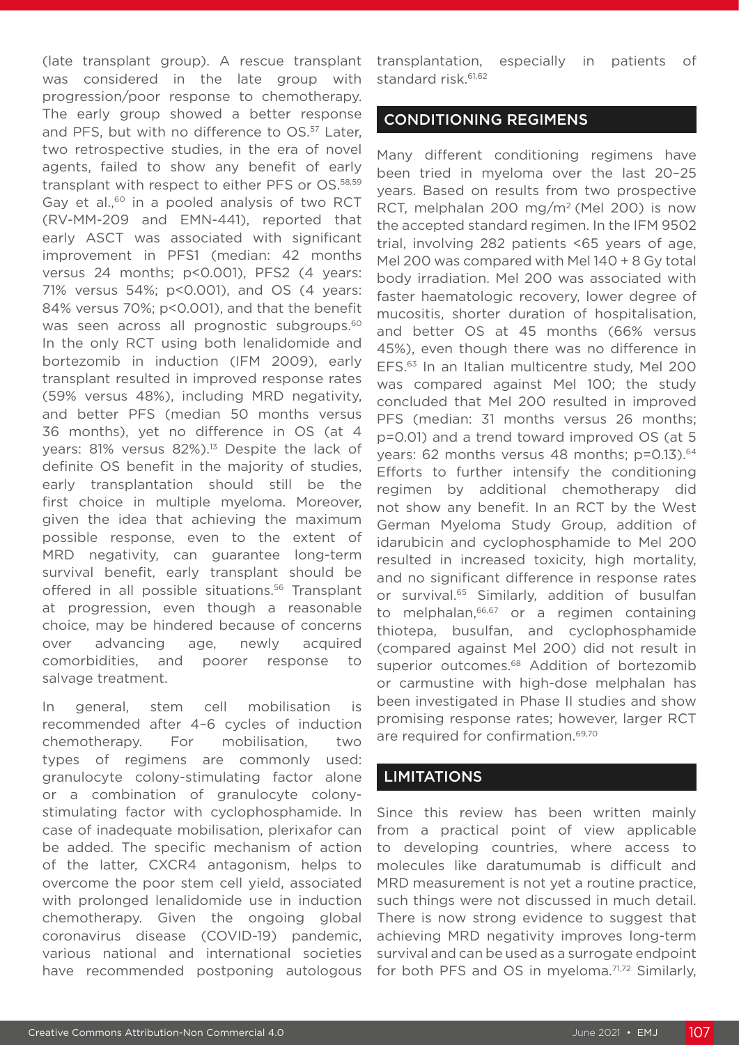(late transplant group). A rescue transplant was considered in the late group with progression/poor response to chemotherapy. The early group showed a better response and PFS, but with no difference to OS.[57] Later, two retrospective studies, in the era of novel agents, failed to show any benefit of early transplant with respect to either PFS or OS.[58,59] Gay et al.,[60] in a pooled analysis of two RCT (RV-MM-209 and EMN-441), reported that early ASCT was associated with significant improvement in PFS1 (median: 42 months versus 24 months; p<0.001), PFS2 (4 years: 71% versus 54%; p<0.001), and OS (4 years: 84% versus 70%; p<0.001), and that the benefit was seen across all prognostic subgroups.[60] In the only RCT using both lenalidomide and bortezomib in induction (IFM 2009), early transplant resulted in improved response rates (59% versus 48%), including MRD negativity, and better PFS (median 50 months versus 36 months), yet no difference in OS (at 4 years: 81% versus 82%).[13] Despite the lack of definite OS benefit in the majority of studies, early transplantation should still be the first choice in multiple myeloma. Moreover, given the idea that achieving the maximum possible response, even to the extent of MRD negativity, can guarantee long-term survival benefit, early transplant should be offered in all possible situations.[56] Transplant at progression, even though a reasonable choice, may be hindered because of concerns over advancing age, newly acquired comorbidities, and poorer response to salvage treatment.

In general, stem cell mobilisation is recommended after 4–6 cycles of induction chemotherapy. For mobilisation, two types of regimens are commonly used: granulocyte colony-stimulating factor alone or a combination of granulocyte colony-stimulating factor with cyclophosphamide. In case of inadequate mobilisation, plerixafor can be added. The specific mechanism of action of the latter, CXCR4 antagonism, helps to overcome the poor stem cell yield, associated with prolonged lenalidomide use in induction chemotherapy. Given the ongoing global coronavirus disease (COVID-19) pandemic, various national and international societies have recommended postponing autologous transplantation, especially in patients of standard risk.[61,62]

## CONDITIONING REGIMENS

Many different conditioning regimens have been tried in myeloma over the last 20–25 years. Based on results from two prospective RCT, melphalan 200 mg/m$^2$ (Mel 200) is now the accepted standard regimen. In the IFM 9502 trial, involving 282 patients <65 years of age, Mel 200 was compared with Mel 140 + 8 Gy total body irradiation. Mel 200 was associated with faster haematologic recovery, lower degree of mucositis, shorter duration of hospitalisation, and better OS at 45 months (66% versus 45%), even though there was no difference in EFS.[63] In an Italian multicentre study, Mel 200 was compared against Mel 100; the study concluded that Mel 200 resulted in improved PFS (median: 31 months versus 26 months; p=0.01) and a trend toward improved OS (at 5 years: 62 months versus 48 months; p=0.13).[64] Efforts to further intensify the conditioning regimen by additional chemotherapy did not show any benefit. In an RCT by the West German Myeloma Study Group, addition of idarubicin and cyclophosphamide to Mel 200 resulted in increased toxicity, high mortality, and no significant difference in response rates or survival.[65] Similarly, addition of busulfan to melphalan,[66,67] or a regimen containing thiotepa, busulfan, and cyclophosphamide (compared against Mel 200) did not result in superior outcomes.[68] Addition of bortezomib or carmustine with high-dose melphalan has been investigated in Phase II studies and show promising response rates; however, larger RCT are required for confirmation.[69,70]

## LIMITATIONS

Since this review has been written mainly from a practical point of view applicable to developing countries, where access to molecules like daratumumab is difficult and MRD measurement is not yet a routine practice, such things were not discussed in much detail. There is now strong evidence to suggest that achieving MRD negativity improves long-term survival and can be used as a surrogate endpoint for both PFS and OS in myeloma.[71,72] Similarly,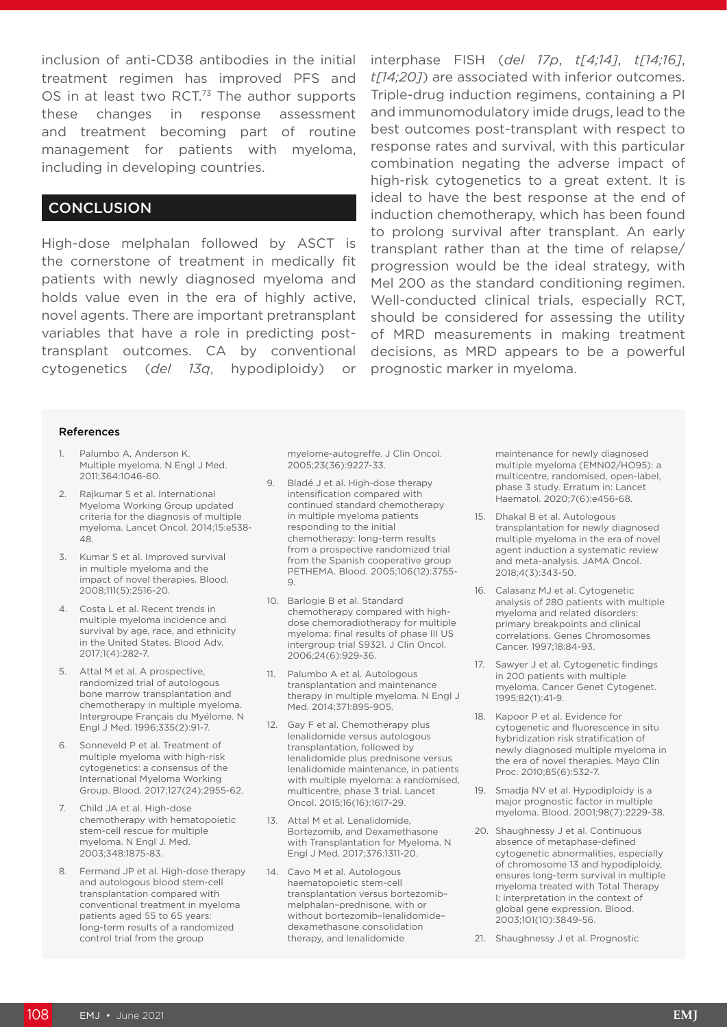inclusion of anti-CD38 antibodies in the initial treatment regimen has improved PFS and OS in at least two RCT.[73] The author supports these changes in response assessment and treatment becoming part of routine management for patients with myeloma, including in developing countries.

## CONCLUSION

High-dose melphalan followed by ASCT is the cornerstone of treatment in medically fit patients with newly diagnosed myeloma and holds value even in the era of highly active, novel agents. There are important pretransplant variables that have a role in predicting post-transplant outcomes. CA by conventional cytogenetics (*del 13q*, hypodiploidy) or interphase FISH (*del 17p*, *t[4;14]*, *t[14;16]*, *t[14;20]*) are associated with inferior outcomes. Triple-drug induction regimens, containing a PI and immunomodulatory imide drugs, lead to the best outcomes post-transplant with respect to response rates and survival, with this particular combination negating the adverse impact of high-risk cytogenetics to a great extent. It is ideal to have the best response at the end of induction chemotherapy, which has been found to prolong survival after transplant. An early transplant rather than at the time of relapse/progression would be the ideal strategy, with Mel 200 as the standard conditioning regimen. Well-conducted clinical trials, especially RCT, should be considered for assessing the utility of MRD measurements in making treatment decisions, as MRD appears to be a powerful prognostic marker in myeloma.

### References

1. Palumbo A, Anderson K. Multiple myeloma. N Engl J Med. 2011;364:1046-60.
2. Rajkumar S et al. International Myeloma Working Group updated criteria for the diagnosis of multiple myeloma. Lancet Oncol. 2014;15:e538-48.
3. Kumar S et al. Improved survival in multiple myeloma and the impact of novel therapies. Blood. 2008;111(5):2516-20.
4. Costa L et al. Recent trends in multiple myeloma incidence and survival by age, race, and ethnicity in the United States. Blood Adv. 2017;1(4):282-7.
5. Attal M et al. A prospective, randomized trial of autologous bone marrow transplantation and chemotherapy in multiple myeloma. Intergroupe Français du Myélome. N Engl J Med. 1996;335(2):91-7.
6. Sonneveld P et al. Treatment of multiple myeloma with high-risk cytogenetics: a consensus of the International Myeloma Working Group. Blood. 2017;127(24):2955-62.
7. Child JA et al. High-dose chemotherapy with hematopoietic stem-cell rescue for multiple myeloma. N Engl J. Med. 2003;348:1875-83.
8. Fermand JP et al. High-dose therapy and autologous blood stem-cell transplantation compared with conventional treatment in myeloma patients aged 55 to 65 years: long-term results of a randomized control trial from the group myelome-autogreffe. J Clin Oncol. 2005;23(36):9227-33.
9. Bladé J et al. High-dose therapy intensification compared with continued standard chemotherapy in multiple myeloma patients responding to the initial chemotherapy: long-term results from a prospective randomized trial from the Spanish cooperative group PETHEMA. Blood. 2005;106(12):3755-9.
10. Barlogie B et al. Standard chemotherapy compared with high-dose chemoradiotherapy for multiple myeloma: final results of phase III US intergroup trial S9321. J Clin Oncol. 2006;24(6):929-36.
11. Palumbo A et al. Autologous transplantation and maintenance therapy in multiple myeloma. N Engl J Med. 2014;371:895-905.
12. Gay F et al. Chemotherapy plus lenalidomide versus autologous transplantation, followed by lenalidomide plus prednisone versus lenalidomide maintenance, in patients with multiple myeloma: a randomised, multicentre, phase 3 trial. Lancet Oncol. 2015;16(16):1617-29.
13. Attal M et al. Lenalidomide, Bortezomib, and Dexamethasone with Transplantation for Myeloma. N Engl J Med. 2017;376:1311-20.
14. Cavo M et al. Autologous haematopoietic stem-cell transplantation versus bortezomib–melphalan–prednisone, with or without bortezomib–lenalidomide–dexamethasone consolidation therapy, and lenalidomide maintenance for newly diagnosed multiple myeloma (EMN02/HO95): a multicentre, randomised, open-label, phase 3 study. Erratum in: Lancet Haematol. 2020;7(6):e456-68.
15. Dhakal B et al. Autologous transplantation for newly diagnosed multiple myeloma in the era of novel agent induction a systematic review and meta-analysis. JAMA Oncol. 2018;4(3):343-50.
16. Calasanz MJ et al. Cytogenetic analysis of 280 patients with multiple myeloma and related disorders: primary breakpoints and clinical correlations. Genes Chromosomes Cancer. 1997;18:84-93.
17. Sawyer J et al. Cytogenetic findings in 200 patients with multiple myeloma. Cancer Genet Cytogenet. 1995;82(1):41-9.
18. Kapoor P et al. Evidence for cytogenetic and fluorescence in situ hybridization risk stratification of newly diagnosed multiple myeloma in the era of novel therapies. Mayo Clin Proc. 2010;85(6):532-7.
19. Smadja NV et al. Hypodiploidy is a major prognostic factor in multiple myeloma. Blood. 2001;98(7):2229-38.
20. Shaughnessy J et al. Continuous absence of metaphase-defined cytogenetic abnormalities, especially of chromosome 13 and hypodiploidy, ensures long-term survival in multiple myeloma treated with Total Therapy I: interpretation in the context of global gene expression. Blood. 2003;101(10):3849-56.
21. Shaughnessy J et al. Prognostic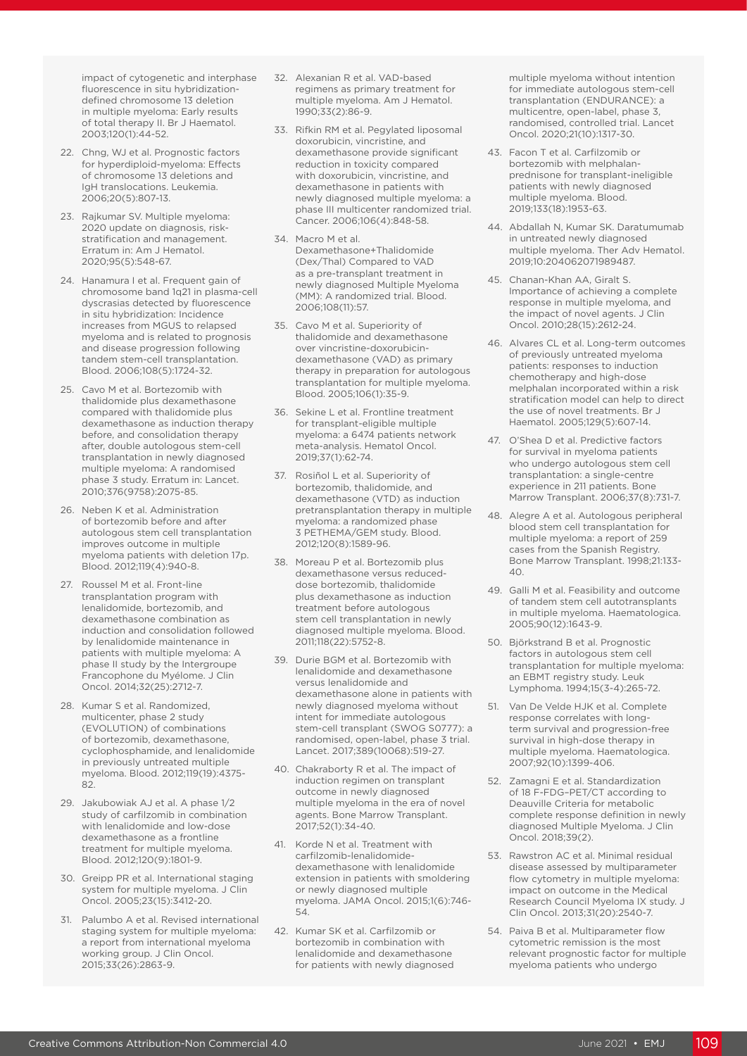impact of cytogenetic and interphase fluorescence in situ hybridization-defined chromosome 13 deletion in multiple myeloma: Early results of total therapy II. Br J Haematol. 2003;120(1):44-52.

22. Chng, WJ et al. Prognostic factors for hyperdiploid-myeloma: Effects of chromosome 13 deletions and IgH translocations. Leukemia. 2006;20(5):807-13.

23. Rajkumar SV. Multiple myeloma: 2020 update on diagnosis, risk-stratification and management. Erratum in: Am J Hematol. 2020;95(5):548-67.

24. Hanamura I et al. Frequent gain of chromosome band 1q21 in plasma-cell dyscrasias detected by fluorescence in situ hybridization: Incidence increases from MGUS to relapsed myeloma and is related to prognosis and disease progression following tandem stem-cell transplantation. Blood. 2006;108(5):1724-32.

25. Cavo M et al. Bortezomib with thalidomide plus dexamethasone compared with thalidomide plus dexamethasone as induction therapy before, and consolidation therapy after, double autologous stem-cell transplantation in newly diagnosed multiple myeloma: A randomised phase 3 study. Erratum in: Lancet. 2010;376(9758):2075-85.

26. Neben K et al. Administration of bortezomib before and after autologous stem cell transplantation improves outcome in multiple myeloma patients with deletion 17p. Blood. 2012;119(4):940-8.

27. Roussel M et al. Front-line transplantation program with lenalidomide, bortezomib, and dexamethasone combination as induction and consolidation followed by lenalidomide maintenance in patients with multiple myeloma: A phase II study by the Intergroupe Francophone du Myélome. J Clin Oncol. 2014;32(25):2712-7.

28. Kumar S et al. Randomized, multicenter, phase 2 study (EVOLUTION) of combinations of bortezomib, dexamethasone, cyclophosphamide, and lenalidomide in previously untreated multiple myeloma. Blood. 2012;119(19):4375-82.

29. Jakubowiak AJ et al. A phase 1/2 study of carfilzomib in combination with lenalidomide and low-dose dexamethasone as a frontline treatment for multiple myeloma. Blood. 2012;120(9):1801-9.

30. Greipp PR et al. International staging system for multiple myeloma. J Clin Oncol. 2005;23(15):3412-20.

31. Palumbo A et al. Revised international staging system for multiple myeloma: a report from international myeloma working group. J Clin Oncol. 2015;33(26):2863-9.

32. Alexanian R et al. VAD-based regimens as primary treatment for multiple myeloma. Am J Hematol. 1990;33(2):86-9.

33. Rifkin RM et al. Pegylated liposomal doxorubicin, vincristine, and dexamethasone provide significant reduction in toxicity compared with doxorubicin, vincristine, and dexamethasone in patients with newly diagnosed multiple myeloma: a phase III multicenter randomized trial. Cancer. 2006;106(4):848-58.

34. Macro M et al. Dexamethasone+Thalidomide (Dex/Thal) Compared to VAD as a pre-transplant treatment in newly diagnosed Multiple Myeloma (MM): A randomized trial. Blood. 2006;108(11):57.

35. Cavo M et al. Superiority of thalidomide and dexamethasone over vincristine-doxorubicin-dexamethasone (VAD) as primary therapy in preparation for autologous transplantation for multiple myeloma. Blood. 2005;106(1):35-9.

36. Sekine L et al. Frontline treatment for transplant-eligible multiple myeloma: a 6474 patients network meta-analysis. Hematol Oncol. 2019;37(1):62-74.

37. Rosiñol L et al. Superiority of bortezomib, thalidomide, and dexamethasone (VTD) as induction pretransplantation therapy in multiple myeloma: a randomized phase 3 PETHEMA/GEM study. Blood. 2012;120(8):1589-96.

38. Moreau P et al. Bortezomib plus dexamethasone versus reduced-dose bortezomib, thalidomide plus dexamethasone as induction treatment before autologous stem cell transplantation in newly diagnosed multiple myeloma. Blood. 2011;118(22):5752-8.

39. Durie BGM et al. Bortezomib with lenalidomide and dexamethasone versus lenalidomide and dexamethasone alone in patients with newly diagnosed myeloma without intent for immediate autologous stem-cell transplant (SWOG S0777): a randomised, open-label, phase 3 trial. Lancet. 2017;389(10068):519-27.

40. Chakraborty R et al. The impact of induction regimen on transplant outcome in newly diagnosed multiple myeloma in the era of novel agents. Bone Marrow Transplant. 2017;52(1):34-40.

41. Korde N et al. Treatment with carfilzomib-lenalidomide-dexamethasone with lenalidomide extension in patients with smoldering or newly diagnosed multiple myeloma. JAMA Oncol. 2015;1(6):746-54.

42. Kumar SK et al. Carfilzomib or bortezomib in combination with lenalidomide and dexamethasone for patients with newly diagnosed multiple myeloma without intention for immediate autologous stem-cell transplantation (ENDURANCE): a multicentre, open-label, phase 3, randomised, controlled trial. Lancet Oncol. 2020;21(10):1317-30.

43. Facon T et al. Carfilzomib or bortezomib with melphalan-prednisone for transplant-ineligible patients with newly diagnosed multiple myeloma. Blood. 2019;133(18):1953-63.

44. Abdallah N, Kumar SK. Daratumumab in untreated newly diagnosed multiple myeloma. Ther Adv Hematol. 2019;10:204062071989487.

45. Chanan-Khan AA, Giralt S. Importance of achieving a complete response in multiple myeloma, and the impact of novel agents. J Clin Oncol. 2010;28(15):2612-24.

46. Alvares CL et al. Long-term outcomes of previously untreated myeloma patients: responses to induction chemotherapy and high-dose melphalan incorporated within a risk stratification model can help to direct the use of novel treatments. Br J Haematol. 2005;129(5):607-14.

47. O'Shea D et al. Predictive factors for survival in myeloma patients who undergo autologous stem cell transplantation: a single-centre experience in 211 patients. Bone Marrow Transplant. 2006;37(8):731-7.

48. Alegre A et al. Autologous peripheral blood stem cell transplantation for multiple myeloma: a report of 259 cases from the Spanish Registry. Bone Marrow Transplant. 1998;21:133-40.

49. Galli M et al. Feasibility and outcome of tandem stem cell autotransplants in multiple myeloma. Haematologica. 2005;90(12):1643-9.

50. Björkstrand B et al. Prognostic factors in autologous stem cell transplantation for multiple myeloma: an EBMT registry study. Leuk Lymphoma. 1994;15(3-4):265-72.

51. Van De Velde HJK et al. Complete response correlates with long-term survival and progression-free survival in high-dose therapy in multiple myeloma. Haematologica. 2007;92(10):1399-406.

52. Zamagni E et al. Standardization of 18 F-FDG–PET/CT according to Deauville Criteria for metabolic complete response definition in newly diagnosed Multiple Myeloma. J Clin Oncol. 2018;39(2).

53. Rawstron AC et al. Minimal residual disease assessed by multiparameter flow cytometry in multiple myeloma: impact on outcome in the Medical Research Council Myeloma IX study. J Clin Oncol. 2013;31(20):2540-7.

54. Paiva B et al. Multiparameter flow cytometric remission is the most relevant prognostic factor for multiple myeloma patients who undergo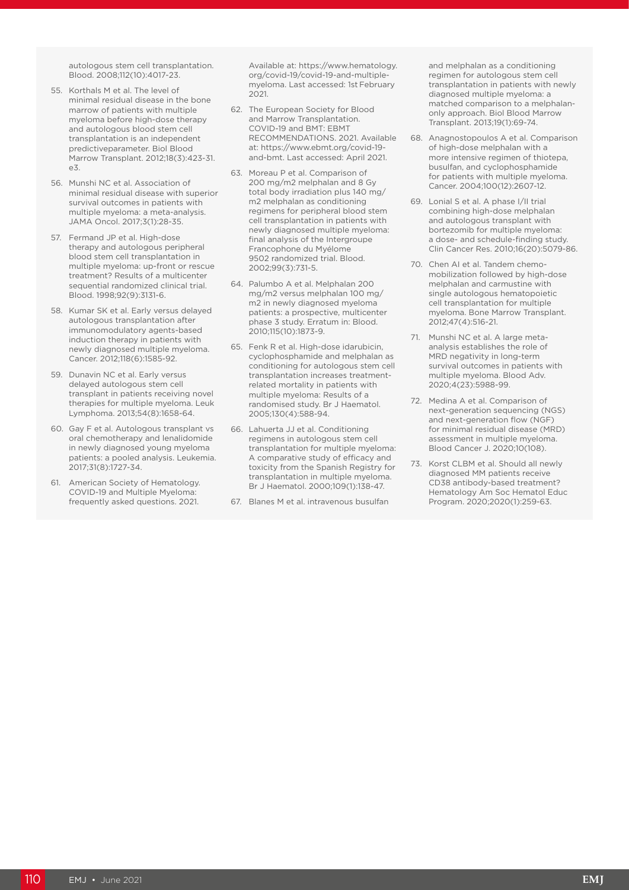autologous stem cell transplantation. Blood. 2008;112(10):4017-23.

55. Korthals M et al. The level of minimal residual disease in the bone marrow of patients with multiple myeloma before high-dose therapy and autologous blood stem cell transplantation is an independent predictiveparameter. Biol Blood Marrow Transplant. 2012;18(3):423-31.e3.

56. Munshi NC et al. Association of minimal residual disease with superior survival outcomes in patients with multiple myeloma: a meta-analysis. JAMA Oncol. 2017;3(1):28-35.

57. Fermand JP et al. High-dose therapy and autologous peripheral blood stem cell transplantation in multiple myeloma: up-front or rescue treatment? Results of a multicenter sequential randomized clinical trial. Blood. 1998;92(9):3131-6.

58. Kumar SK et al. Early versus delayed autologous transplantation after immunomodulatory agents-based induction therapy in patients with newly diagnosed multiple myeloma. Cancer. 2012;118(6):1585-92.

59. Dunavin NC et al. Early versus delayed autologous stem cell transplant in patients receiving novel therapies for multiple myeloma. Leuk Lymphoma. 2013;54(8):1658-64.

60. Gay F et al. Autologous transplant vs oral chemotherapy and lenalidomide in newly diagnosed young myeloma patients: a pooled analysis. Leukemia. 2017;31(8):1727-34.

61. American Society of Hematology. COVID-19 and Multiple Myeloma: frequently asked questions. 2021. Available at: https://www.hematology.org/covid-19/covid-19-and-multiple-myeloma. Last accessed: 1st February 2021.

62. The European Society for Blood and Marrow Transplantation. COVID-19 and BMT: EBMT RECOMMENDATIONS. 2021. Available at: https://www.ebmt.org/covid-19-and-bmt. Last accessed: April 2021.

63. Moreau P et al. Comparison of 200 mg/m2 melphalan and 8 Gy total body irradiation plus 140 mg/m2 melphalan as conditioning regimens for peripheral blood stem cell transplantation in patients with newly diagnosed multiple myeloma: final analysis of the Intergroupe Francophone du Myélome 9502 randomized trial. Blood. 2002;99(3):731-5.

64. Palumbo A et al. Melphalan 200 mg/m2 versus melphalan 100 mg/m2 in newly diagnosed myeloma patients: a prospective, multicenter phase 3 study. Erratum in: Blood. 2010;115(10):1873-9.

65. Fenk R et al. High-dose idarubicin, cyclophosphamide and melphalan as conditioning for autologous stem cell transplantation increases treatment-related mortality in patients with multiple myeloma: Results of a randomised study. Br J Haematol. 2005;130(4):588-94.

66. Lahuerta JJ et al. Conditioning regimens in autologous stem cell transplantation for multiple myeloma: A comparative study of efficacy and toxicity from the Spanish Registry for transplantation in multiple myeloma. Br J Haematol. 2000;109(1):138-47.

67. Blanes M et al. intravenous busulfan and melphalan as a conditioning regimen for autologous stem cell transplantation in patients with newly diagnosed multiple myeloma: a matched comparison to a melphalan-only approach. Biol Blood Marrow Transplant. 2013;19(1):69-74.

68. Anagnostopoulos A et al. Comparison of high-dose melphalan with a more intensive regimen of thiotepa, busulfan, and cyclophosphamide for patients with multiple myeloma. Cancer. 2004;100(12):2607-12.

69. Lonial S et al. A phase I/II trial combining high-dose melphalan and autologous transplant with bortezomib for multiple myeloma: a dose- and schedule-finding study. Clin Cancer Res. 2010;16(20):5079-86.

70. Chen AI et al. Tandem chemo-mobilization followed by high-dose melphalan and carmustine with single autologous hematopoietic cell transplantation for multiple myeloma. Bone Marrow Transplant. 2012;47(4):516-21.

71. Munshi NC et al. A large meta-analysis establishes the role of MRD negativity in long-term survival outcomes in patients with multiple myeloma. Blood Adv. 2020;4(23):5988-99.

72. Medina A et al. Comparison of next-generation sequencing (NGS) and next-generation flow (NGF) for minimal residual disease (MRD) assessment in multiple myeloma. Blood Cancer J. 2020;10(108).

73. Korst CLBM et al. Should all newly diagnosed MM patients receive CD38 antibody-based treatment? Hematology Am Soc Hematol Educ Program. 2020;2020(1):259-63.